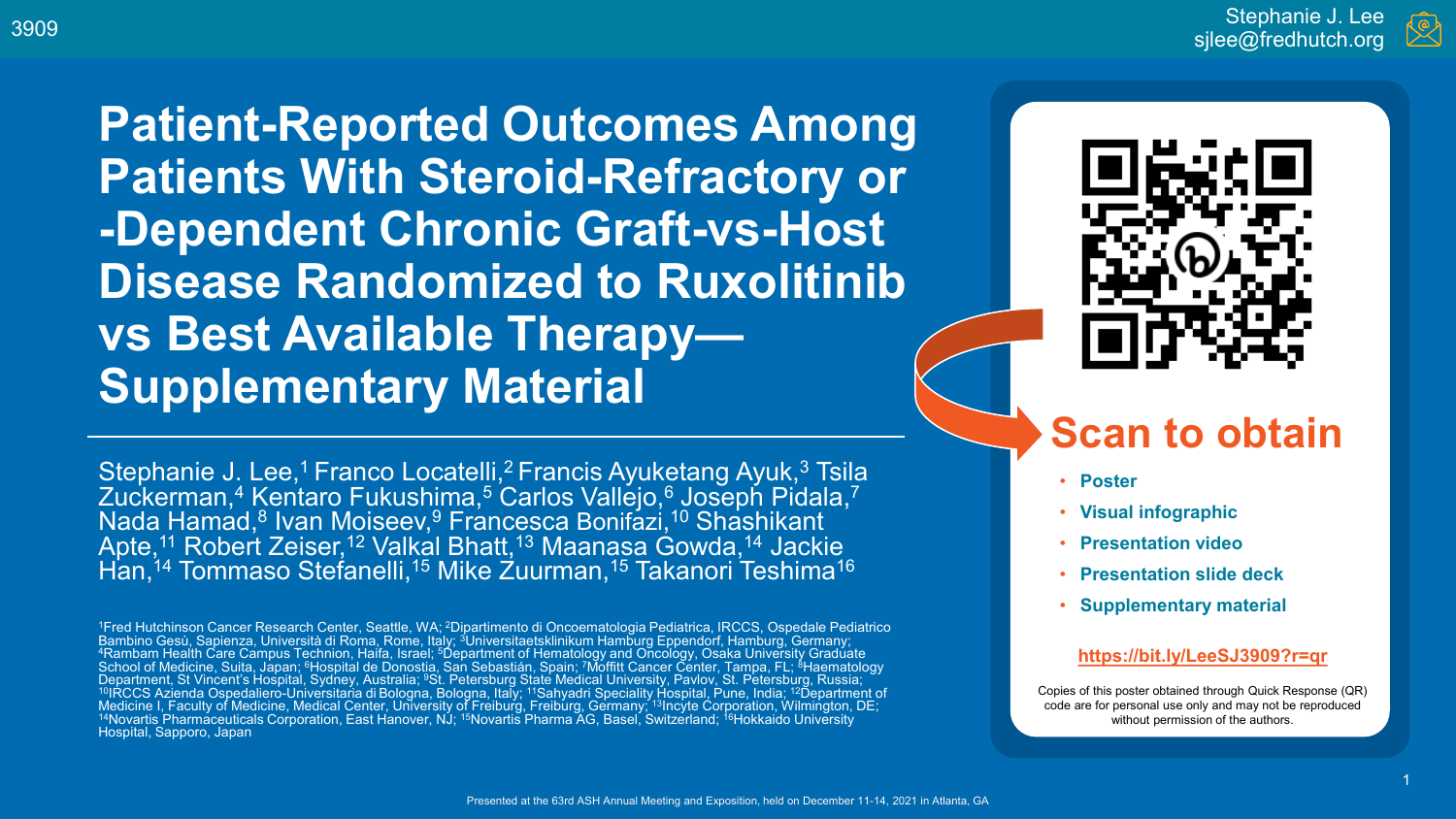# Patient-Reported Outcomes Among Patients With Steroid-Refractory or -Dependent Chronic Graft-vs-Host Disease Randomized to Ruxolitinib vs Best Available Therapy—Supplementary Material

Stephanie J. Lee,[1] Franco Locatelli,[2] Francis Ayuketang Ayuk,[3] Tsila Zuckerman,[4] Kentaro Fukushima,[5] Carlos Vallejo,[6] Joseph Pidala,[7] Nada Hamad,[8] Ivan Moiseev,[9] Francesca Bonifazi,[10] Shashikant Apte,[11] Robert Zeiser,[12] Valkal Bhatt,[13] Maanasa Gowda,[14] Jackie Han,[14] Tommaso Stefanelli,[15] Mike Zuurman,[15] Takanori Teshima[16]

[1]Fred Hutchinson Cancer Research Center, Seattle, WA; [2]Dipartimento di Oncoematologia Pediatrica, IRCCS, Ospedale Pediatrico Bambino Gesù, Sapienza, Università di Roma, Rome, Italy; [3]Universitaetsklinikum Hamburg Eppendorf, Hamburg, Germany; [4]Rambam Health Care Campus Technion, Haifa, Israel; [5]Department of Hematology and Oncology, Osaka University Graduate School of Medicine, Suita, Japan; [6]Hospital de Donostia, San Sebastián, Spain; [7]Moffitt Cancer Center, Tampa, FL; [8]Haematology Department, St Vincent's Hospital, Sydney, Australia; [9]St. Petersburg State Medical University, Pavlov, St. Petersburg, Russia; [10]IRCCS Azienda Ospedaliero-Universitaria di Bologna, Bologna, Italy; [11]Sahyadri Speciality Hospital, Pune, India; [12]Department of Medicine I, Faculty of Medicine, Medical Center, University of Freiburg, Freiburg, Germany; [13]Incyte Corporation, Wilmington, DE; [14]Novartis Pharmaceuticals Corporation, East Hanover, NJ; [15]Novartis Pharma AG, Basel, Switzerland; [16]Hokkaido University Hospital, Sapporo, Japan

Stephanie J. Lee
sjlee@fredhutch.org

## Scan to obtain

- Poster
- Visual infographic
- Presentation video
- Presentation slide deck
- Supplementary material

https://bit.ly/LeeSJ3909?r=qr

Copies of this poster obtained through Quick Response (QR) code are for personal use only and may not be reproduced without permission of the authors.

Presented at the 63rd ASH Annual Meeting and Exposition, held on December 11-14, 2021 in Atlanta, GA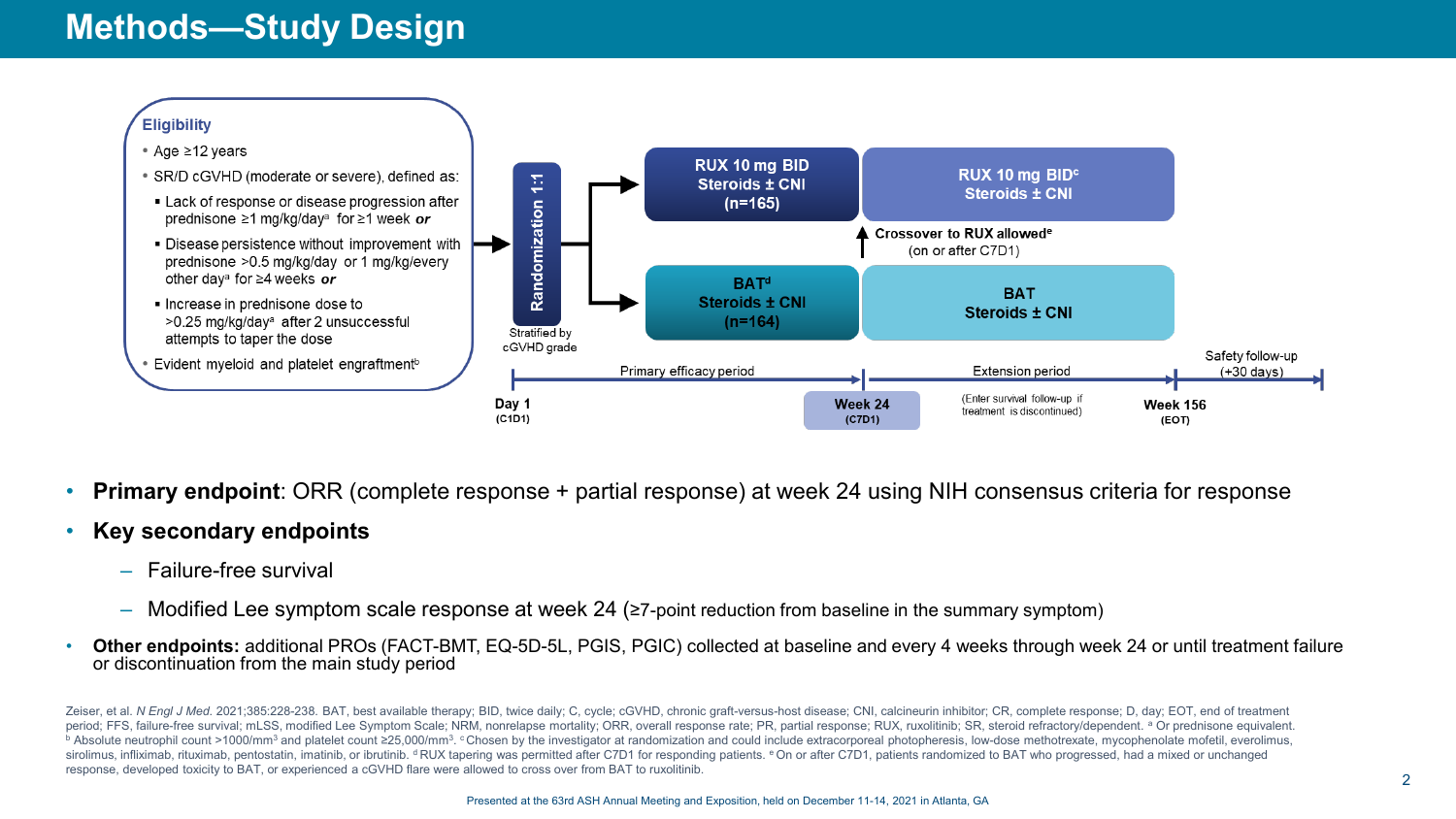# Methods—Study Design

**Eligibility**

- Age ≥12 years
- SR/D cGVHD (moderate or severe), defined as:
  - Lack of response or disease progression after prednisone ≥1 mg/kg/day[a] for ≥1 week ***or***
  - Disease persistence without improvement with prednisone >0.5 mg/kg/day or 1 mg/kg/every other day[a] for ≥4 weeks ***or***
  - Increase in prednisone dose to >0.25 mg/kg/day[a] after 2 unsuccessful attempts to taper the dose
- Evident myeloid and platelet engraftment[b]

**Randomization 1:1** (Stratified by cGVHD grade)

| Primary efficacy period (Day 1 (C1D1) to Week 24 (C7D1)) | Extension period (Week 24 (C7D1) to Week 156 (EOT)) |
|---|---|
| **RUX 10 mg BID Steroids ± CNI (n=165)** | **RUX 10 mg BID[c] Steroids ± CNI** |
| **BAT[d] Steroids ± CNI (n=164)** | **BAT Steroids ± CNI** |

**Crossover to RUX allowed[e]** (on or after C7D1)

Extension period: (Enter survival follow-up if treatment is discontinued)

Safety follow-up (+30 days)

- **Primary endpoint**: ORR (complete response + partial response) at week 24 using NIH consensus criteria for response
- **Key secondary endpoints**
  - Failure-free survival
  - Modified Lee symptom scale response at week 24 (≥7-point reduction from baseline in the summary symptom)
- **Other endpoints:** additional PROs (FACT-BMT, EQ-5D-5L, PGIS, PGIC) collected at baseline and every 4 weeks through week 24 or until treatment failure or discontinuation from the main study period

Zeiser, et al. *N Engl J Med.* 2021;385:228-238. BAT, best available therapy; BID, twice daily; C, cycle; cGVHD, chronic graft-versus-host disease; CNI, calcineurin inhibitor; CR, complete response; D, day; EOT, end of treatment period; FFS, failure-free survival; mLSS, modified Lee Symptom Scale; NRM, nonrelapse mortality; ORR, overall response rate; PR, partial response; RUX, ruxolitinib; SR, steroid refractory/dependent. [a] Or prednisone equivalent. [b] Absolute neutrophil count >1000/mm³ and platelet count ≥25,000/mm³. [c] Chosen by the investigator at randomization and could include extracorporeal photopheresis, low-dose methotrexate, mycophenolate mofetil, everolimus, sirolimus, infliximab, rituximab, pentostatin, imatinib, or ibrutinib. [d] RUX tapering was permitted after C7D1 for responding patients. [e] On or after C7D1, patients randomized to BAT who progressed, had a mixed or unchanged response, developed toxicity to BAT, or experienced a cGVHD flare were allowed to cross over from BAT to ruxolitinib.

Presented at the 63rd ASH Annual Meeting and Exposition, held on December 11-14, 2021 in Atlanta, GA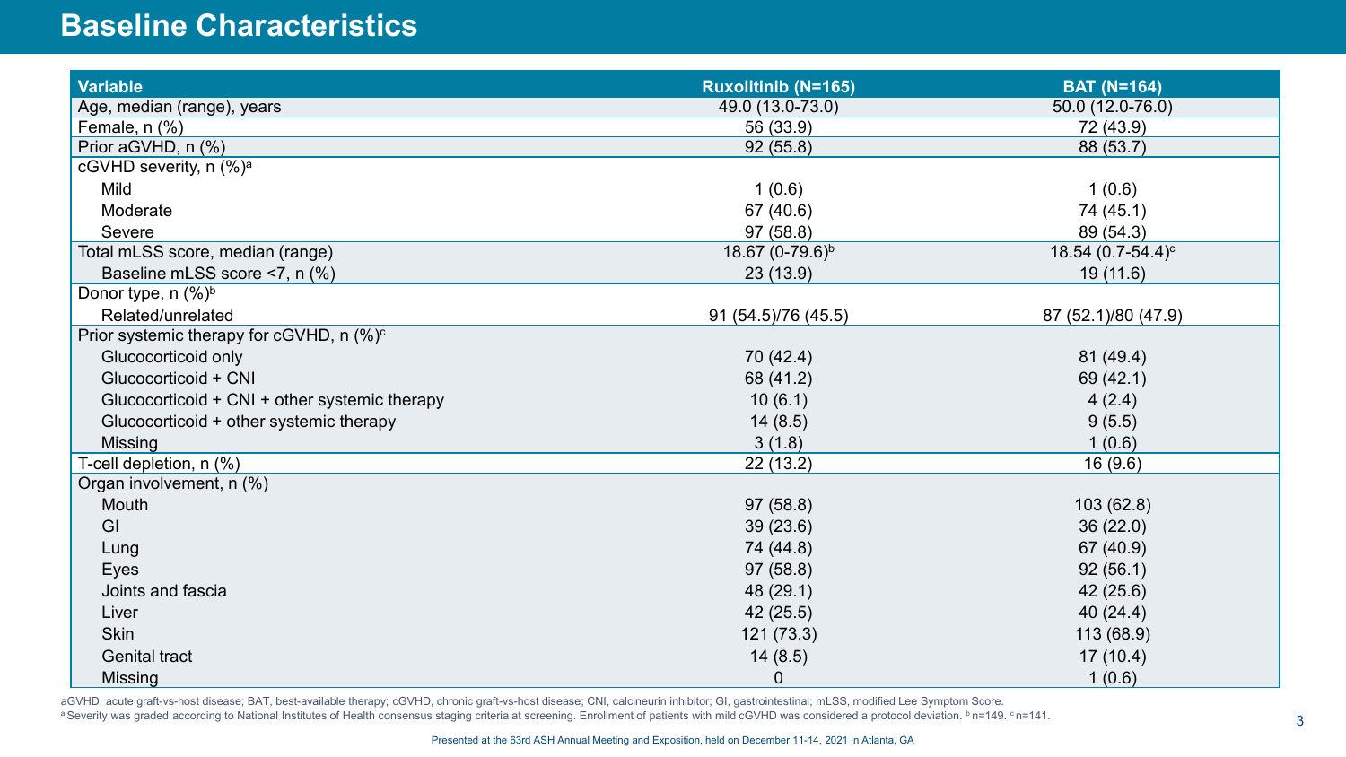# Baseline Characteristics

| Variable | Ruxolitinib (N=165) | BAT (N=164) |
|---|---|---|
| Age, median (range), years | 49.0 (13.0-73.0) | 50.0 (12.0-76.0) |
| Female, n (%) | 56 (33.9) | 72 (43.9) |
| Prior aGVHD, n (%) | 92 (55.8) | 88 (53.7) |
| cGVHD severity, n (%)[a] | | |
| Mild | 1 (0.6) | 1 (0.6) |
| Moderate | 67 (40.6) | 74 (45.1) |
| Severe | 97 (58.8) | 89 (54.3) |
| Total mLSS score, median (range) | 18.67 (0-79.6)[b] | 18.54 (0.7-54.4)[c] |
| Baseline mLSS score <7, n (%) | 23 (13.9) | 19 (11.6) |
| Donor type, n (%)[b] | | |
| Related/unrelated | 91 (54.5)/76 (45.5) | 87 (52.1)/80 (47.9) |
| Prior systemic therapy for cGVHD, n (%)[c] | | |
| Glucocorticoid only | 70 (42.4) | 81 (49.4) |
| Glucocorticoid + CNI | 68 (41.2) | 69 (42.1) |
| Glucocorticoid + CNI + other systemic therapy | 10 (6.1) | 4 (2.4) |
| Glucocorticoid + other systemic therapy | 14 (8.5) | 9 (5.5) |
| Missing | 3 (1.8) | 1 (0.6) |
| T-cell depletion, n (%) | 22 (13.2) | 16 (9.6) |
| Organ involvement, n (%) | | |
| Mouth | 97 (58.8) | 103 (62.8) |
| GI | 39 (23.6) | 36 (22.0) |
| Lung | 74 (44.8) | 67 (40.9) |
| Eyes | 97 (58.8) | 92 (56.1) |
| Joints and fascia | 48 (29.1) | 42 (25.6) |
| Liver | 42 (25.5) | 40 (24.4) |
| Skin | 121 (73.3) | 113 (68.9) |
| Genital tract | 14 (8.5) | 17 (10.4) |
| Missing | 0 | 1 (0.6) |

aGVHD, acute graft-vs-host disease; BAT, best-available therapy; cGVHD, chronic graft-vs-host disease; CNI, calcineurin inhibitor; GI, gastrointestinal; mLSS, modified Lee Symptom Score.

[a] Severity was graded according to National Institutes of Health consensus staging criteria at screening. Enrollment of patients with mild cGVHD was considered a protocol deviation. [b] n=149. [c] n=141.

Presented at the 63rd ASH Annual Meeting and Exposition, held on December 11-14, 2021 in Atlanta, GA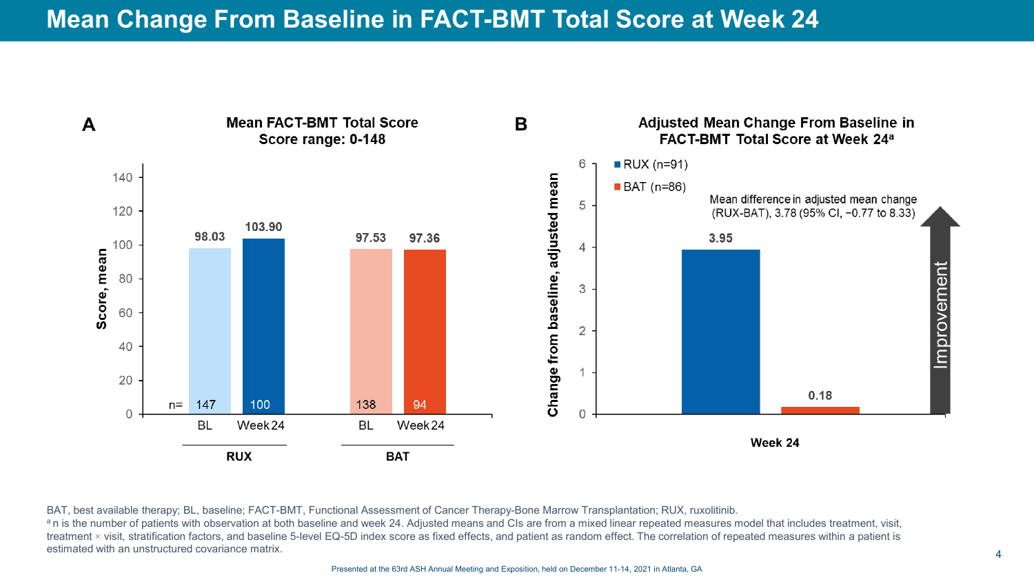# Mean Change From Baseline in FACT-BMT Total Score at Week 24

**A**

**Mean FACT-BMT Total Score**
**Score range: 0-148**

| | RUX BL | RUX Week 24 | BAT BL | BAT Week 24 |
|---|---|---|---|---|
| Score, mean | 98.03 | 103.90 | 97.53 | 97.36 |
| n= | 147 | 100 | 138 | 94 |

**B**

**Adjusted Mean Change From Baseline in FACT-BMT Total Score at Week 24[a]**

| | RUX (n=91) | BAT (n=86) |
|---|---|---|
| Change from baseline, adjusted mean (Week 24) | 3.95 | 0.18 |

Mean difference in adjusted mean change (RUX-BAT), 3.78 (95% CI, −0.77 to 8.33)

Improvement ↑

BAT, best available therapy; BL, baseline; FACT-BMT, Functional Assessment of Cancer Therapy-Bone Marrow Transplantation; RUX, ruxolitinib.
[a] n is the number of patients with observation at both baseline and week 24. Adjusted means and CIs are from a mixed linear repeated measures model that includes treatment, visit, treatment × visit, stratification factors, and baseline 5-level EQ-5D index score as fixed effects, and patient as random effect. The correlation of repeated measures within a patient is estimated with an unstructured covariance matrix.

Presented at the 63rd ASH Annual Meeting and Exposition, held on December 11-14, 2021 in Atlanta, GA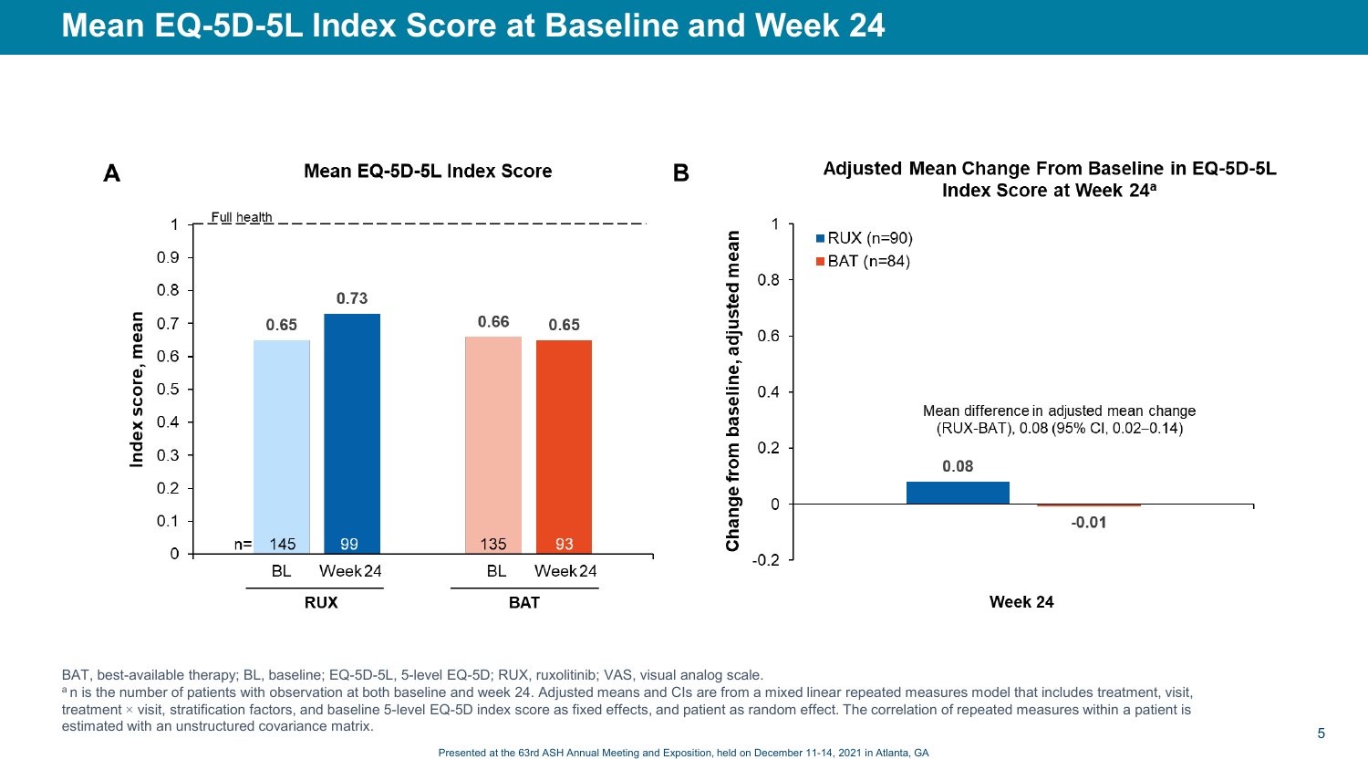# Mean EQ-5D-5L Index Score at Baseline and Week 24

**A**

**Mean EQ-5D-5L Index Score**

| | RUX BL | RUX Week 24 | BAT BL | BAT Week 24 |
|---|---|---|---|---|
| Index score, mean | 0.65 | 0.73 | 0.66 | 0.65 |
| n= | 145 | 99 | 135 | 93 |

Full health = 1

**B**

**Adjusted Mean Change From Baseline in EQ-5D-5L Index Score at Week 24[a]**

| | RUX (n=90) | BAT (n=84) |
|---|---|---|
| Change from baseline, adjusted mean (Week 24) | 0.08 | -0.01 |

Mean difference in adjusted mean change (RUX-BAT), 0.08 (95% CI, 0.02–0.14)

BAT, best-available therapy; BL, baseline; EQ-5D-5L, 5-level EQ-5D; RUX, ruxolitinib; VAS, visual analog scale.

[a] n is the number of patients with observation at both baseline and week 24. Adjusted means and CIs are from a mixed linear repeated measures model that includes treatment, visit, treatment × visit, stratification factors, and baseline 5-level EQ-5D index score as fixed effects, and patient as random effect. The correlation of repeated measures within a patient is estimated with an unstructured covariance matrix.

Presented at the 63rd ASH Annual Meeting and Exposition, held on December 11-14, 2021 in Atlanta, GA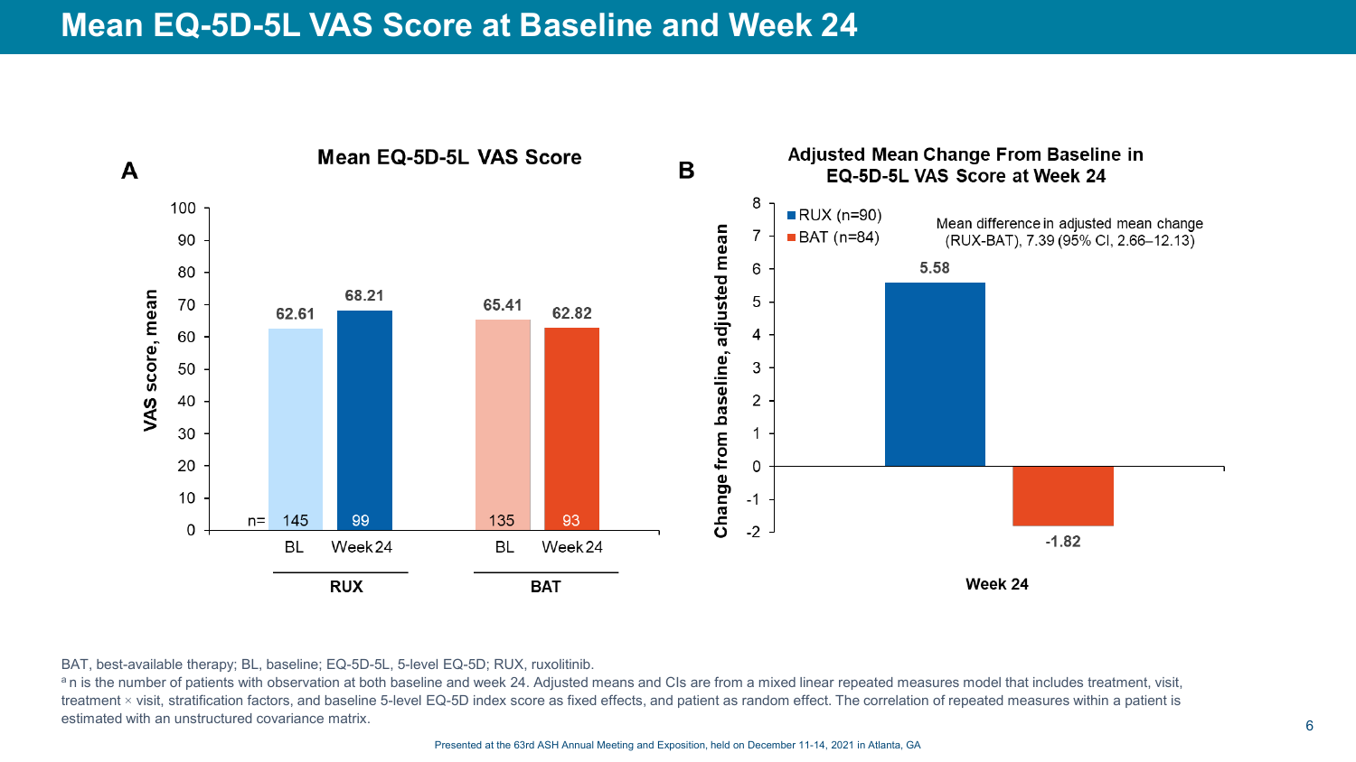# Mean EQ-5D-5L VAS Score at Baseline and Week 24

**A**

**Mean EQ-5D-5L VAS Score**

VAS score, mean

100
90
80
70
60
50
40
30
20
10
0

62.61
68.21
65.41
62.82

n= 145
99
135
93

BL
Week 24
BL
Week 24

**RUX**
**BAT**

**B**

**Adjusted Mean Change From Baseline in EQ-5D-5L VAS Score at Week 24**

Change from baseline, adjusted mean

8
7
6
5
4
3
2
1
0
-1
-2

RUX (n=90)
BAT (n=84)

Mean difference in adjusted mean change (RUX-BAT), 7.39 (95% CI, 2.66–12.13)

5.58
-1.82

**Week 24**

BAT, best-available therapy; BL, baseline; EQ-5D-5L, 5-level EQ-5D; RUX, ruxolitinib.

[a] n is the number of patients with observation at both baseline and week 24. Adjusted means and CIs are from a mixed linear repeated measures model that includes treatment, visit, treatment × visit, stratification factors, and baseline 5-level EQ-5D index score as fixed effects, and patient as random effect. The correlation of repeated measures within a patient is estimated with an unstructured covariance matrix.

Presented at the 63rd ASH Annual Meeting and Exposition, held on December 11-14, 2021 in Atlanta, GA